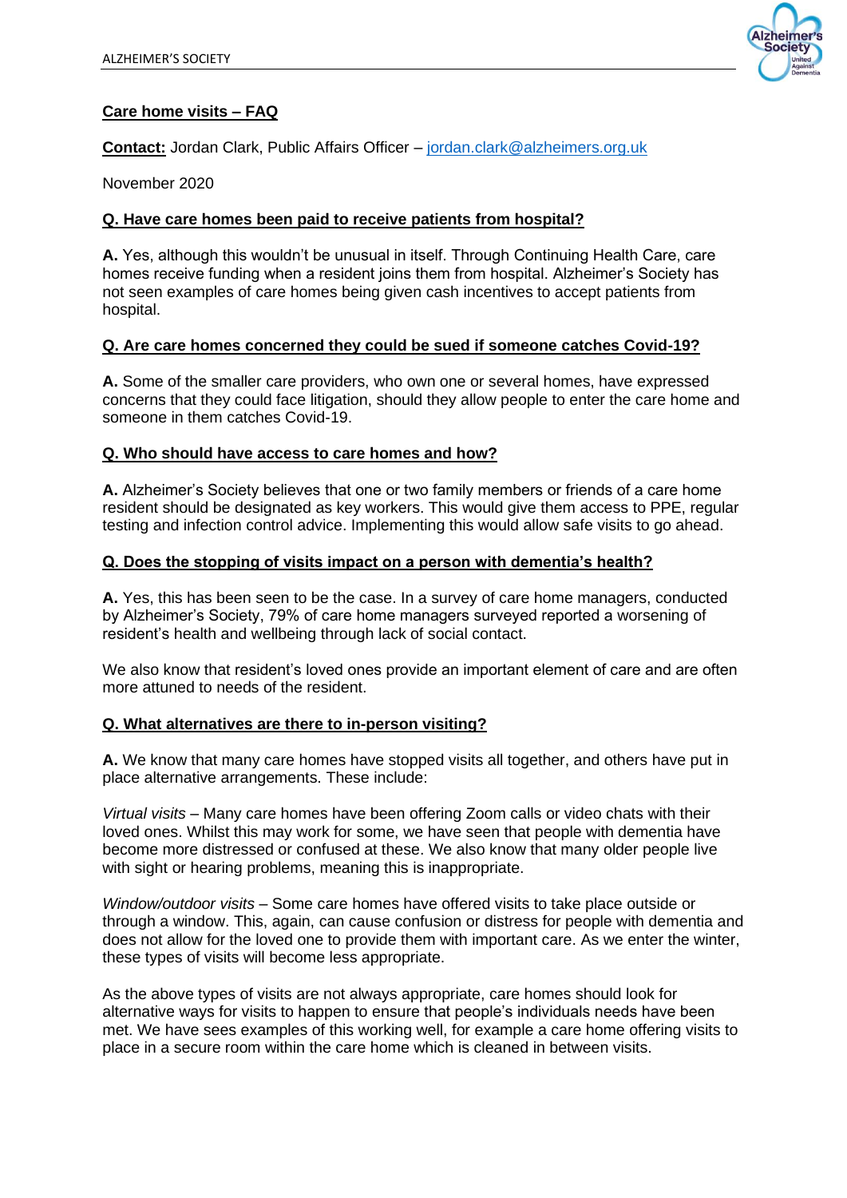# Care home visits – FAQ

**Contact:** Jordan Clark, Public Affairs Officer – jordan.clark@alzheimers.org.uk

November 2020

## Q. Have care homes been paid to receive patients from hospital?

**A.** Yes, although this wouldn't be unusual in itself. Through Continuing Health Care, care homes receive funding when a resident joins them from hospital. Alzheimer's Society has not seen examples of care homes being given cash incentives to accept patients from hospital.

## Q. Are care homes concerned they could be sued if someone catches Covid-19?

**A.** Some of the smaller care providers, who own one or several homes, have expressed concerns that they could face litigation, should they allow people to enter the care home and someone in them catches Covid-19.

## Q. Who should have access to care homes and how?

**A.** Alzheimer's Society believes that one or two family members or friends of a care home resident should be designated as key workers. This would give them access to PPE, regular testing and infection control advice. Implementing this would allow safe visits to go ahead.

## Q. Does the stopping of visits impact on a person with dementia's health?

**A.** Yes, this has been seen to be the case. In a survey of care home managers, conducted by Alzheimer's Society, 79% of care home managers surveyed reported a worsening of resident's health and wellbeing through lack of social contact.

We also know that resident's loved ones provide an important element of care and are often more attuned to needs of the resident.

## Q. What alternatives are there to in-person visiting?

**A.** We know that many care homes have stopped visits all together, and others have put in place alternative arrangements. These include:

*Virtual visits* – Many care homes have been offering Zoom calls or video chats with their loved ones. Whilst this may work for some, we have seen that people with dementia have become more distressed or confused at these. We also know that many older people live with sight or hearing problems, meaning this is inappropriate.

*Window/outdoor visits* – Some care homes have offered visits to take place outside or through a window. This, again, can cause confusion or distress for people with dementia and does not allow for the loved one to provide them with important care. As we enter the winter, these types of visits will become less appropriate.

As the above types of visits are not always appropriate, care homes should look for alternative ways for visits to happen to ensure that people's individuals needs have been met. We have sees examples of this working well, for example a care home offering visits to place in a secure room within the care home which is cleaned in between visits.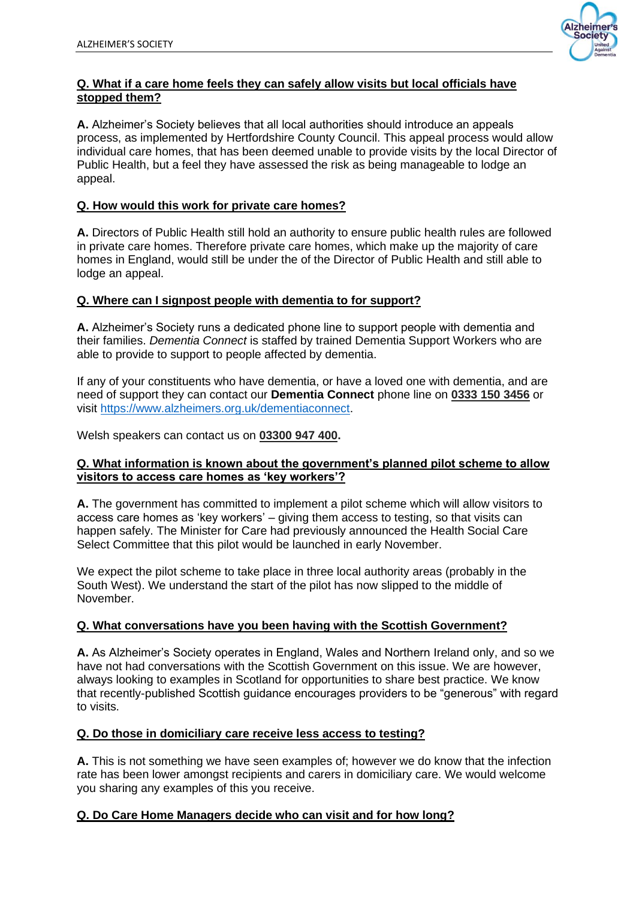**Q. What if a care home feels they can safely allow visits but local officials have stopped them?**

**A.** Alzheimer's Society believes that all local authorities should introduce an appeals process, as implemented by Hertfordshire County Council. This appeal process would allow individual care homes, that has been deemed unable to provide visits by the local Director of Public Health, but a feel they have assessed the risk as being manageable to lodge an appeal.

**Q. How would this work for private care homes?**

**A.** Directors of Public Health still hold an authority to ensure public health rules are followed in private care homes. Therefore private care homes, which make up the majority of care homes in England, would still be under the of the Director of Public Health and still able to lodge an appeal.

**Q. Where can I signpost people with dementia to for support?**

**A.** Alzheimer's Society runs a dedicated phone line to support people with dementia and their families. *Dementia Connect* is staffed by trained Dementia Support Workers who are able to provide to support to people affected by dementia.

If any of your constituents who have dementia, or have a loved one with dementia, and are need of support they can contact our **Dementia Connect** phone line on **0333 150 3456** or visit https://www.alzheimers.org.uk/dementiaconnect.

Welsh speakers can contact us on **03300 947 400.**

**Q. What information is known about the government's planned pilot scheme to allow visitors to access care homes as 'key workers'?**

**A.** The government has committed to implement a pilot scheme which will allow visitors to access care homes as 'key workers' – giving them access to testing, so that visits can happen safely. The Minister for Care had previously announced the Health Social Care Select Committee that this pilot would be launched in early November.

We expect the pilot scheme to take place in three local authority areas (probably in the South West). We understand the start of the pilot has now slipped to the middle of November.

**Q. What conversations have you been having with the Scottish Government?**

**A.** As Alzheimer's Society operates in England, Wales and Northern Ireland only, and so we have not had conversations with the Scottish Government on this issue. We are however, always looking to examples in Scotland for opportunities to share best practice. We know that recently-published Scottish guidance encourages providers to be "generous" with regard to visits.

**Q. Do those in domiciliary care receive less access to testing?**

**A.** This is not something we have seen examples of; however we do know that the infection rate has been lower amongst recipients and carers in domiciliary care. We would welcome you sharing any examples of this you receive.

**Q. Do Care Home Managers decide who can visit and for how long?**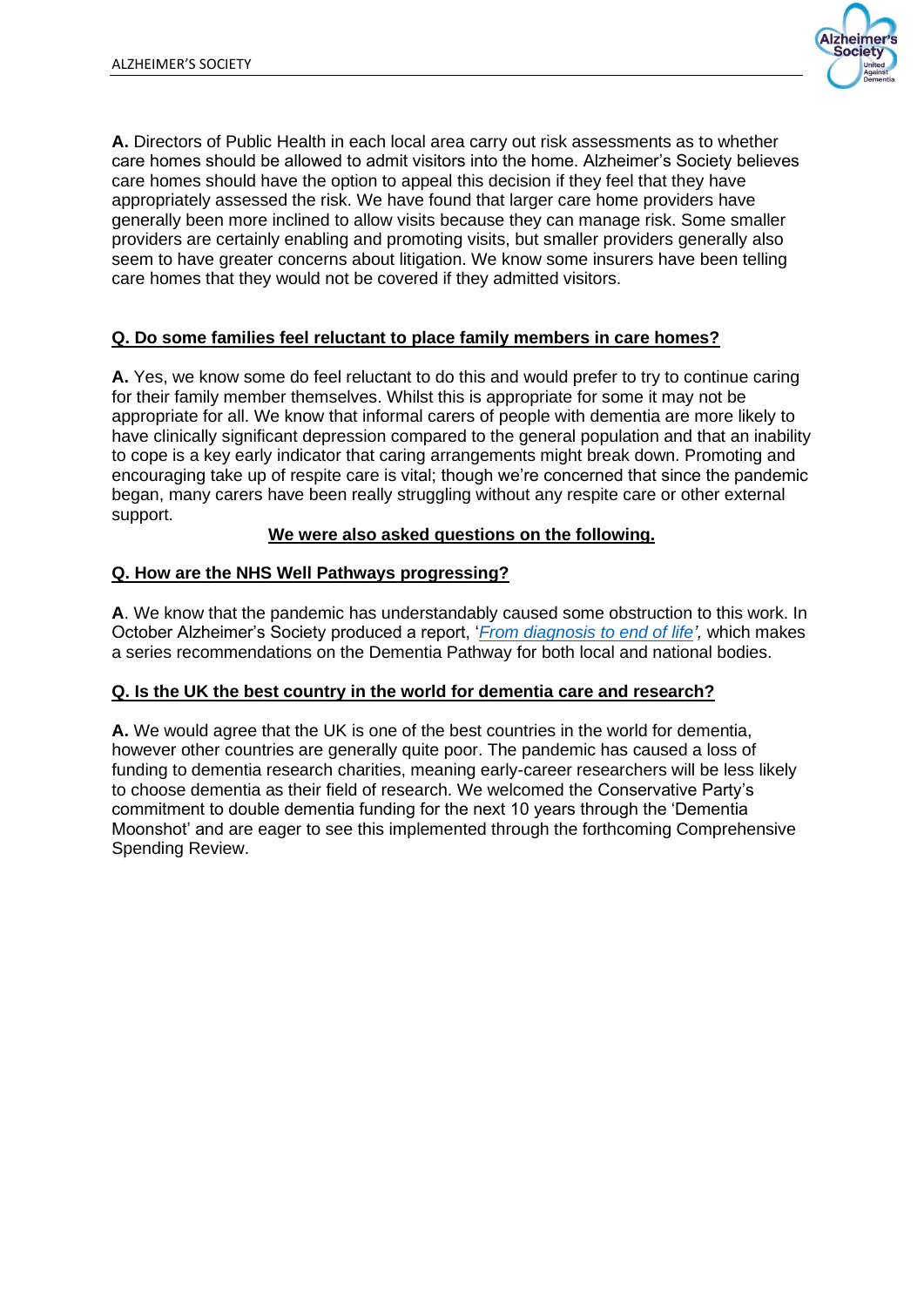**A.** Directors of Public Health in each local area carry out risk assessments as to whether care homes should be allowed to admit visitors into the home. Alzheimer's Society believes care homes should have the option to appeal this decision if they feel that they have appropriately assessed the risk. We have found that larger care home providers have generally been more inclined to allow visits because they can manage risk. Some smaller providers are certainly enabling and promoting visits, but smaller providers generally also seem to have greater concerns about litigation. We know some insurers have been telling care homes that they would not be covered if they admitted visitors.

**Q. Do some families feel reluctant to place family members in care homes?**

**A.** Yes, we know some do feel reluctant to do this and would prefer to try to continue caring for their family member themselves. Whilst this is appropriate for some it may not be appropriate for all. We know that informal carers of people with dementia are more likely to have clinically significant depression compared to the general population and that an inability to cope is a key early indicator that caring arrangements might break down. Promoting and encouraging take up of respite care is vital; though we're concerned that since the pandemic began, many carers have been really struggling without any respite care or other external support.

**We were also asked questions on the following.**

**Q. How are the NHS Well Pathways progressing?**

**A**. We know that the pandemic has understandably caused some obstruction to this work. In October Alzheimer's Society produced a report, '*From diagnosis to end of life'*, which makes a series recommendations on the Dementia Pathway for both local and national bodies.

**Q. Is the UK the best country in the world for dementia care and research?**

**A.** We would agree that the UK is one of the best countries in the world for dementia, however other countries are generally quite poor. The pandemic has caused a loss of funding to dementia research charities, meaning early-career researchers will be less likely to choose dementia as their field of research. We welcomed the Conservative Party's commitment to double dementia funding for the next 10 years through the 'Dementia Moonshot' and are eager to see this implemented through the forthcoming Comprehensive Spending Review.